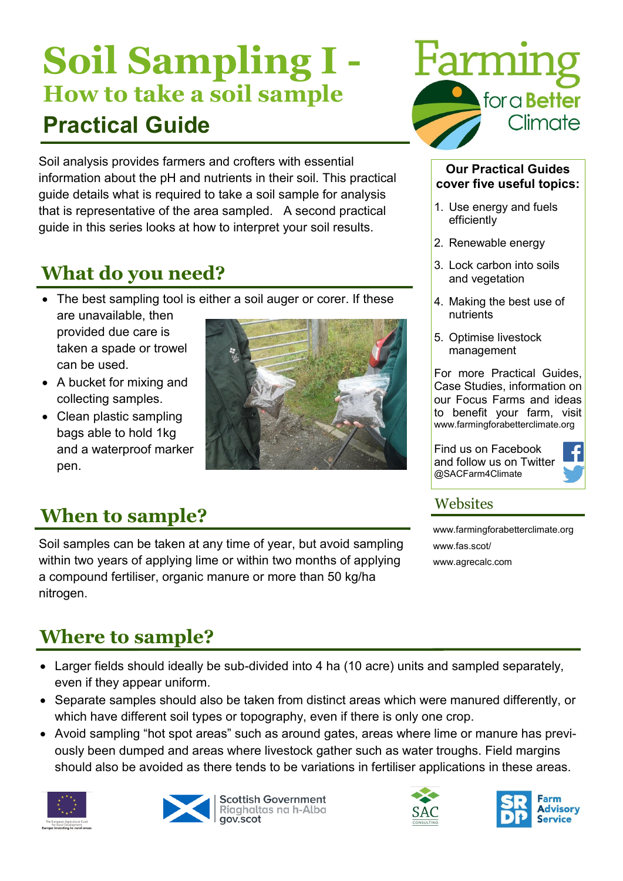# Soil Sampling I - 
## How to take a soil sample
## Practical Guide

Soil analysis provides farmers and crofters with essential information about the pH and nutrients in their soil. This practical guide details what is required to take a soil sample for analysis that is representative of the area sampled. A second practical guide in this series looks at how to interpret your soil results.

## What do you need?

- The best sampling tool is either a soil auger or corer. If these are unavailable, then provided due care is taken a spade or trowel can be used.
- A bucket for mixing and collecting samples.
- Clean plastic sampling bags able to hold 1kg and a waterproof marker pen.

## When to sample?

Soil samples can be taken at any time of year, but avoid sampling within two years of applying lime or within two months of applying a compound fertiliser, organic manure or more than 50 kg/ha nitrogen.

## Where to sample?

- Larger fields should ideally be sub-divided into 4 ha (10 acre) units and sampled separately, even if they appear uniform.
- Separate samples should also be taken from distinct areas which were manured differently, or which have different soil types or topography, even if there is only one crop.
- Avoid sampling "hot spot areas" such as around gates, areas where lime or manure has previously been dumped and areas where livestock gather such as water troughs. Field margins should also be avoided as there tends to be variations in fertiliser applications in these areas.

**Farming for a Better Climate**

**Our Practical Guides cover five useful topics:**

1. Use energy and fuels efficiently
2. Renewable energy
3. Lock carbon into soils and vegetation
4. Making the best use of nutrients
5. Optimise livestock management

For more Practical Guides, Case Studies, information on our Focus Farms and ideas to benefit your farm, visit www.farmingforabetterclimate.org

Find us on Facebook and follow us on Twitter @SACFarm4Climate

### Websites

www.farmingforabetterclimate.org

www.fas.scot/

www.agrecalc.com

Scottish Government
Riaghaltas na h-Alba
gov.scot

SAC Consulting

Farm Advisory Service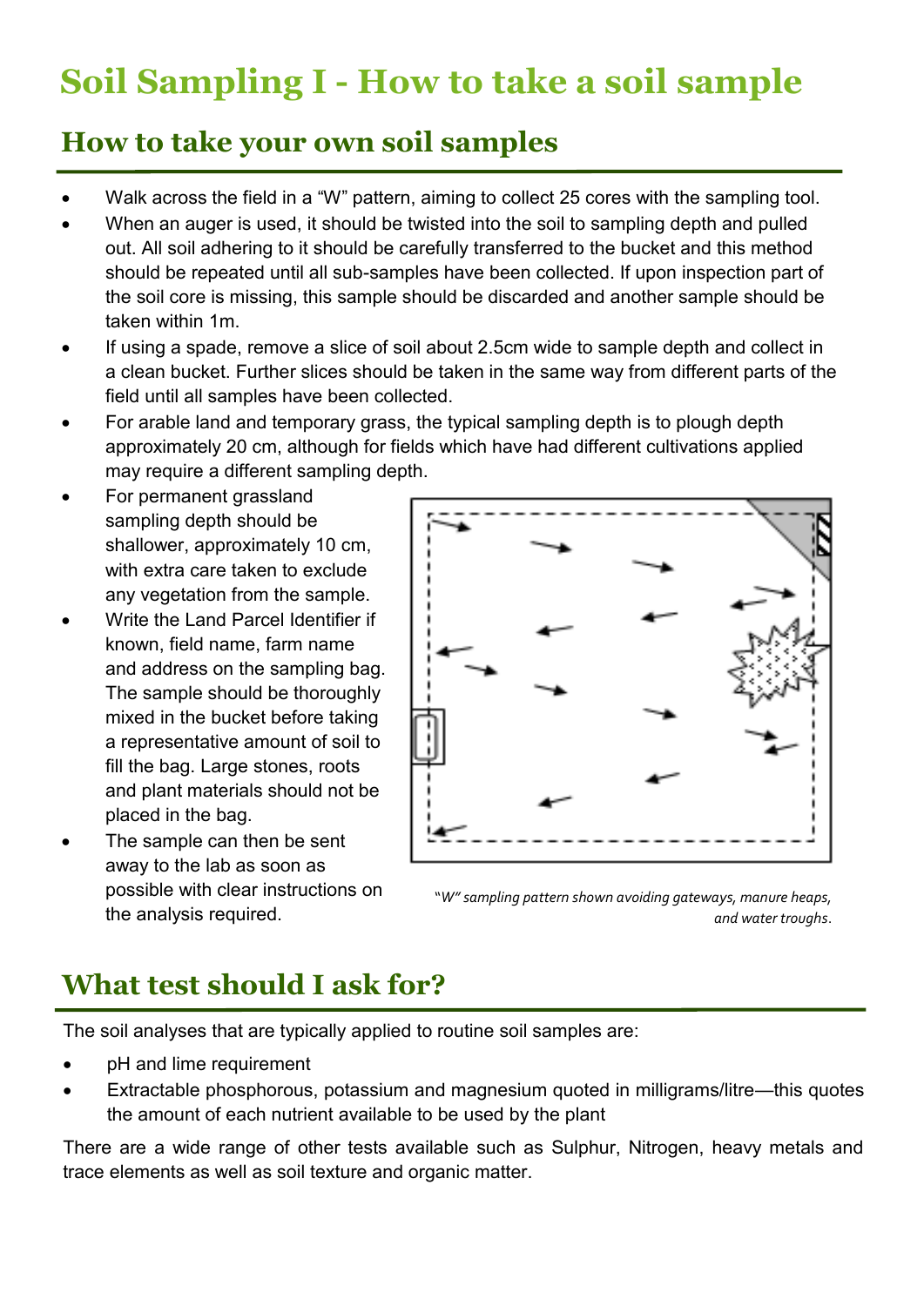# Soil Sampling I - How to take a soil sample

## How to take your own soil samples

- Walk across the field in a "W" pattern, aiming to collect 25 cores with the sampling tool.
- When an auger is used, it should be twisted into the soil to sampling depth and pulled out. All soil adhering to it should be carefully transferred to the bucket and this method should be repeated until all sub-samples have been collected. If upon inspection part of the soil core is missing, this sample should be discarded and another sample should be taken within 1m.
- If using a spade, remove a slice of soil about 2.5cm wide to sample depth and collect in a clean bucket. Further slices should be taken in the same way from different parts of the field until all samples have been collected.
- For arable land and temporary grass, the typical sampling depth is to plough depth approximately 20 cm, although for fields which have had different cultivations applied may require a different sampling depth.
- For permanent grassland sampling depth should be shallower, approximately 10 cm, with extra care taken to exclude any vegetation from the sample.
- Write the Land Parcel Identifier if known, field name, farm name and address on the sampling bag. The sample should be thoroughly mixed in the bucket before taking a representative amount of soil to fill the bag. Large stones, roots and plant materials should not be placed in the bag.
- The sample can then be sent away to the lab as soon as possible with clear instructions on the analysis required.

*"W" sampling pattern shown avoiding gateways, manure heaps, and water troughs.*

## What test should I ask for?

The soil analyses that are typically applied to routine soil samples are:

- pH and lime requirement
- Extractable phosphorous, potassium and magnesium quoted in milligrams/litre—this quotes the amount of each nutrient available to be used by the plant

There are a wide range of other tests available such as Sulphur, Nitrogen, heavy metals and trace elements as well as soil texture and organic matter.